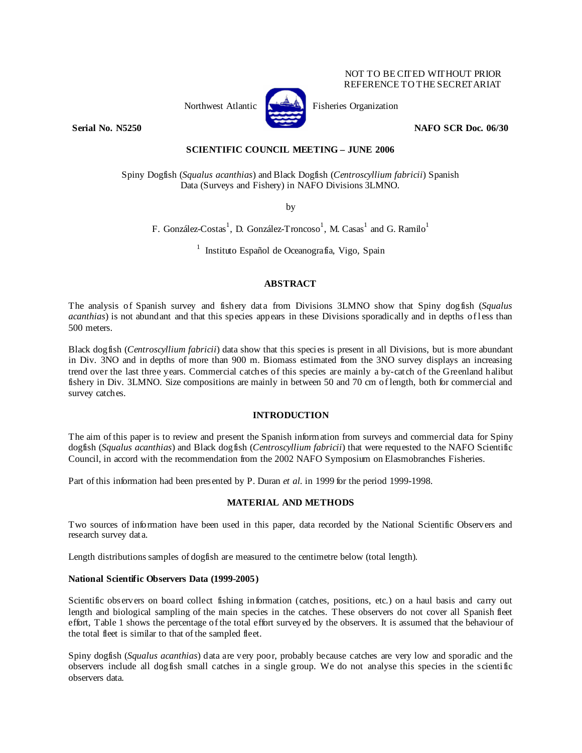NOT TO BE CITED WITHOUT PRIOR
REFERENCE TO THE SECRETARIAT

Northwest Atlantic Fisheries Organization

**Serial No. N5250** **NAFO SCR Doc. 06/30**

**SCIENTIFIC COUNCIL MEETING – JUNE 2006**

Spiny Dogfish (*Squalus acanthias*) and Black Dogfish (*Centroscyllium fabricii*) Spanish Data (Surveys and Fishery) in NAFO Divisions 3LMNO.

by

F. González-Costas[1], D. González-Troncoso[1], M. Casas[1] and G. Ramilo[1]

[1] Instituto Español de Oceanografía, Vigo, Spain

## ABSTRACT

The analysis of Spanish survey and fishery data from Divisions 3LMNO show that Spiny dogfish (*Squalus acanthias*) is not abundant and that this species appears in these Divisions sporadically and in depths of less than 500 meters.

Black dogfish (*Centroscyllium fabricii*) data show that this species is present in all Divisions, but is more abundant in Div. 3NO and in depths of more than 900 m. Biomass estimated from the 3NO survey displays an increasing trend over the last three years. Commercial catches of this species are mainly a by-catch of the Greenland halibut fishery in Div. 3LMNO. Size compositions are mainly in between 50 and 70 cm of length, both for commercial and survey catches.

## INTRODUCTION

The aim of this paper is to review and present the Spanish information from surveys and commercial data for Spiny dogfish (*Squalus acanthias*) and Black dogfish (*Centroscyllium fabricii*) that were requested to the NAFO Scientific Council, in accord with the recommendation from the 2002 NAFO Symposium on Elasmobranches Fisheries.

Part of this information had been presented by P. Duran *et al.* in 1999 for the period 1999-1998.

## MATERIAL AND METHODS

Two sources of information have been used in this paper, data recorded by the National Scientific Observers and research survey data.

Length distributions samples of dogfish are measured to the centimetre below (total length).

### National Scientific Observers Data (1999-2005)

Scientific observers on board collect fishing information (catches, positions, etc.) on a haul basis and carry out length and biological sampling of the main species in the catches. These observers do not cover all Spanish fleet effort, Table 1 shows the percentage of the total effort surveyed by the observers. It is assumed that the behaviour of the total fleet is similar to that of the sampled fleet.

Spiny dogfish (*Squalus acanthias*) data are very poor, probably because catches are very low and sporadic and the observers include all dogfish small catches in a single group. We do not analyse this species in the scientific observers data.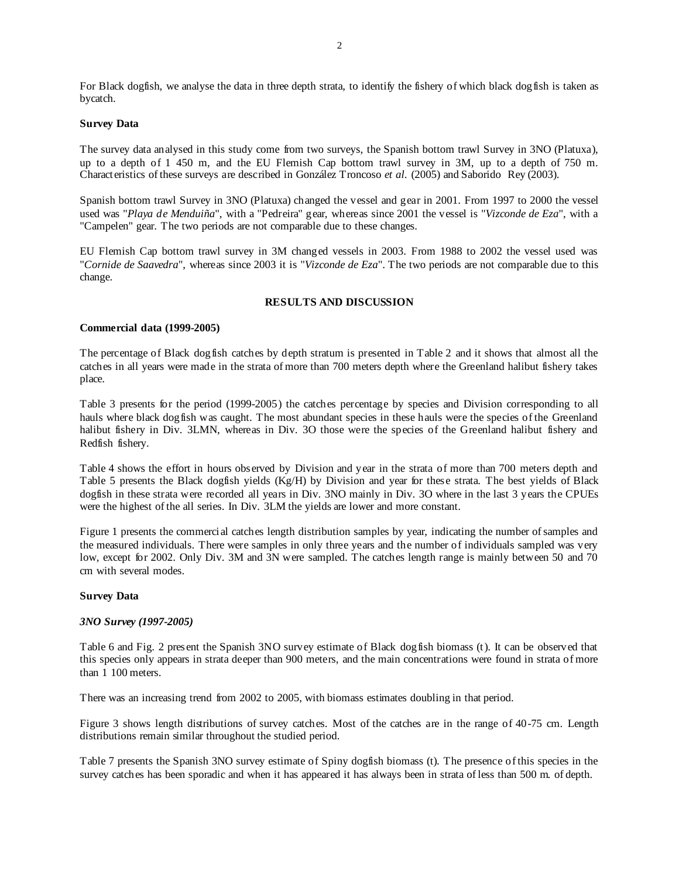For Black dogfish, we analyse the data in three depth strata, to identify the fishery of which black dogfish is taken as bycatch.

**Survey Data**

The survey data analysed in this study come from two surveys, the Spanish bottom trawl Survey in 3NO (Platuxa), up to a depth of 1 450 m, and the EU Flemish Cap bottom trawl survey in 3M, up to a depth of 750 m. Characteristics of these surveys are described in González Troncoso *et al.* (2005) and Saborido Rey (2003).

Spanish bottom trawl Survey in 3NO (Platuxa) changed the vessel and gear in 2001. From 1997 to 2000 the vessel used was "*Playa de Menduiña*", with a "Pedreira" gear, whereas since 2001 the vessel is "*Vizconde de Eza*", with a "Campelen" gear. The two periods are not comparable due to these changes.

EU Flemish Cap bottom trawl survey in 3M changed vessels in 2003. From 1988 to 2002 the vessel used was "*Cornide de Saavedra*", whereas since 2003 it is "*Vizconde de Eza*". The two periods are not comparable due to this change.

## RESULTS AND DISCUSSION

**Commercial data (1999-2005)**

The percentage of Black dogfish catches by depth stratum is presented in Table 2 and it shows that almost all the catches in all years were made in the strata of more than 700 meters depth where the Greenland halibut fishery takes place.

Table 3 presents for the period (1999-2005) the catches percentage by species and Division corresponding to all hauls where black dogfish was caught. The most abundant species in these hauls were the species of the Greenland halibut fishery in Div. 3LMN, whereas in Div. 3O those were the species of the Greenland halibut fishery and Redfish fishery.

Table 4 shows the effort in hours observed by Division and year in the strata of more than 700 meters depth and Table 5 presents the Black dogfish yields (Kg/H) by Division and year for these strata. The best yields of Black dogfish in these strata were recorded all years in Div. 3NO mainly in Div. 3O where in the last 3 years the CPUEs were the highest of the all series. In Div. 3LM the yields are lower and more constant.

Figure 1 presents the commercial catches length distribution samples by year, indicating the number of samples and the measured individuals. There were samples in only three years and the number of individuals sampled was very low, except for 2002. Only Div. 3M and 3N were sampled. The catches length range is mainly between 50 and 70 cm with several modes.

**Survey Data**

***3NO Survey (1997-2005)***

Table 6 and Fig. 2 present the Spanish 3NO survey estimate of Black dogfish biomass (t). It can be observed that this species only appears in strata deeper than 900 meters, and the main concentrations were found in strata of more than 1 100 meters.

There was an increasing trend from 2002 to 2005, with biomass estimates doubling in that period.

Figure 3 shows length distributions of survey catches. Most of the catches are in the range of 40-75 cm. Length distributions remain similar throughout the studied period.

Table 7 presents the Spanish 3NO survey estimate of Spiny dogfish biomass (t). The presence of this species in the survey catches has been sporadic and when it has appeared it has always been in strata of less than 500 m. of depth.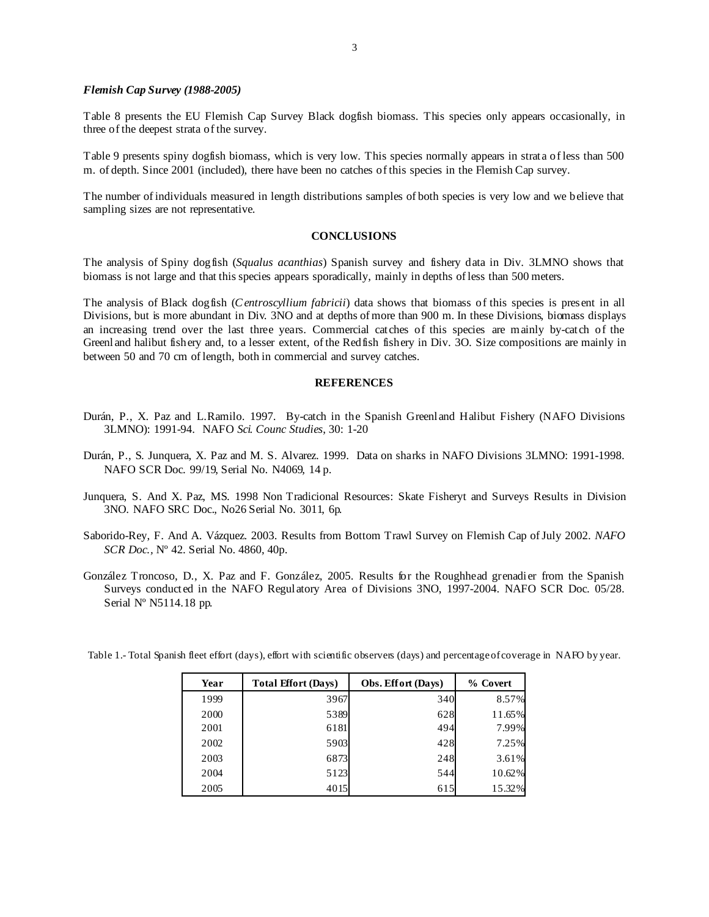### *Flemish Cap Survey (1988-2005)*

Table 8 presents the EU Flemish Cap Survey Black dogfish biomass. This species only appears occasionally, in three of the deepest strata of the survey.

Table 9 presents spiny dogfish biomass, which is very low. This species normally appears in strata of less than 500 m. of depth. Since 2001 (included), there have been no catches of this species in the Flemish Cap survey.

The number of individuals measured in length distributions samples of both species is very low and we believe that sampling sizes are not representative.

## CONCLUSIONS

The analysis of Spiny dogfish (*Squalus acanthias*) Spanish survey and fishery data in Div. 3LMNO shows that biomass is not large and that this species appears sporadically, mainly in depths of less than 500 meters.

The analysis of Black dogfish (*Centroscyllium fabricii*) data shows that biomass of this species is present in all Divisions, but is more abundant in Div. 3NO and at depths of more than 900 m. In these Divisions, biomass displays an increasing trend over the last three years. Commercial catches of this species are mainly by-catch of the Greenland halibut fishery and, to a lesser extent, of the Redfish fishery in Div. 3O. Size compositions are mainly in between 50 and 70 cm of length, both in commercial and survey catches.

## REFERENCES

Durán, P., X. Paz and L.Ramilo. 1997. By-catch in the Spanish Greenland Halibut Fishery (NAFO Divisions 3LMNO): 1991-94. NAFO *Sci. Counc Studies*, 30: 1-20

Durán, P., S. Junquera, X. Paz and M. S. Alvarez. 1999. Data on sharks in NAFO Divisions 3LMNO: 1991-1998. NAFO SCR Doc. 99/19, Serial No. N4069, 14 p.

Junquera, S. And X. Paz, MS. 1998 Non Tradicional Resources: Skate Fisheryt and Surveys Results in Division 3NO. NAFO SRC Doc., No26 Serial No. 3011, 6p.

Saborido-Rey, F. And A. Vázquez. 2003. Results from Bottom Trawl Survey on Flemish Cap of July 2002. *NAFO SCR Doc.*, Nº 42. Serial No. 4860, 40p.

González Troncoso, D., X. Paz and F. González, 2005. Results for the Roughhead grenadier from the Spanish Surveys conducted in the NAFO Regulatory Area of Divisions 3NO, 1997-2004. NAFO SCR Doc. 05/28. Serial Nº N5114.18 pp.

Table 1.- Total Spanish fleet effort (days), effort with scientific observers (days) and percentage of coverage in NAFO by year.

| Year | Total Effort (Days) | Obs. Effort (Days) | % Covert |
|---|---|---|---|
| 1999 | 3967 | 340 | 8.57% |
| 2000 | 5389 | 628 | 11.65% |
| 2001 | 6181 | 494 | 7.99% |
| 2002 | 5903 | 428 | 7.25% |
| 2003 | 6873 | 248 | 3.61% |
| 2004 | 5123 | 544 | 10.62% |
| 2005 | 4015 | 615 | 15.32% |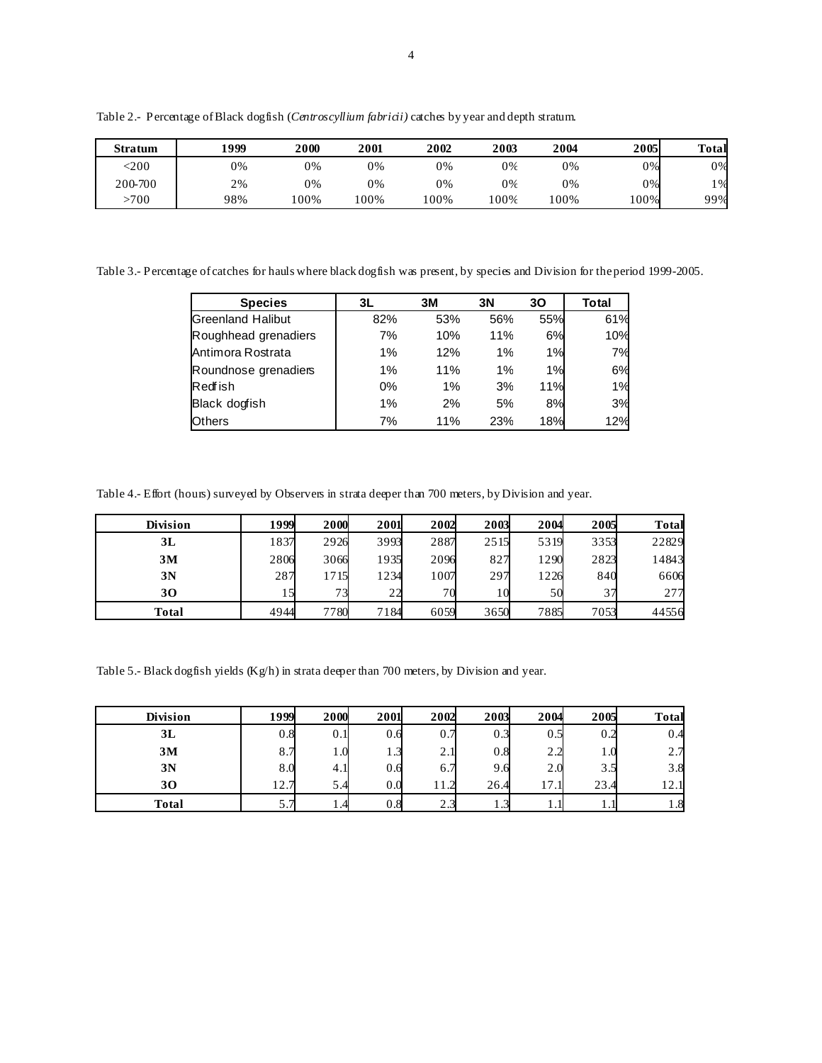Table 2.- Percentage of Black dogfish (*Centroscyllium fabricii)* catches by year and depth stratum.

| Stratum | 1999 | 2000 | 2001 | 2002 | 2003 | 2004 | 2005 | Total |
|---|---|---|---|---|---|---|---|---|
| <200 | 0% | 0% | 0% | 0% | 0% | 0% | 0% | 0% |
| 200-700 | 2% | 0% | 0% | 0% | 0% | 0% | 0% | 1% |
| >700 | 98% | 100% | 100% | 100% | 100% | 100% | 100% | 99% |

Table 3.- Percentage of catches for hauls where black dogfish was present, by species and Division for the period 1999-2005.

| Species | 3L | 3M | 3N | 3O | Total |
|---|---|---|---|---|---|
| Greenland Halibut | 82% | 53% | 56% | 55% | 61% |
| Roughhead grenadiers | 7% | 10% | 11% | 6% | 10% |
| Antimora Rostrata | 1% | 12% | 1% | 1% | 7% |
| Roundnose grenadiers | 1% | 11% | 1% | 1% | 6% |
| Redfish | 0% | 1% | 3% | 11% | 1% |
| Black dogfish | 1% | 2% | 5% | 8% | 3% |
| Others | 7% | 11% | 23% | 18% | 12% |

Table 4.- Effort (hours) surveyed by Observers in strata deeper than 700 meters, by Division and year.

| Division | 1999 | 2000 | 2001 | 2002 | 2003 | 2004 | 2005 | Total |
|---|---|---|---|---|---|---|---|---|
| 3L | 1837 | 2926 | 3993 | 2887 | 2515 | 5319 | 3353 | 22829 |
| 3M | 2806 | 3066 | 1935 | 2096 | 827 | 1290 | 2823 | 14843 |
| 3N | 287 | 1715 | 1234 | 1007 | 297 | 1226 | 840 | 6606 |
| 3O | 15 | 73 | 22 | 70 | 10 | 50 | 37 | 277 |
| Total | 4944 | 7780 | 7184 | 6059 | 3650 | 7885 | 7053 | 44556 |

Table 5.- Black dogfish yields (Kg/h) in strata deeper than 700 meters, by Division and year.

| Division | 1999 | 2000 | 2001 | 2002 | 2003 | 2004 | 2005 | Total |
|---|---|---|---|---|---|---|---|---|
| 3L | 0.8 | 0.1 | 0.6 | 0.7 | 0.3 | 0.5 | 0.2 | 0.4 |
| 3M | 8.7 | 1.0 | 1.3 | 2.1 | 0.8 | 2.2 | 1.0 | 2.7 |
| 3N | 8.0 | 4.1 | 0.6 | 6.7 | 9.6 | 2.0 | 3.5 | 3.8 |
| 3O | 12.7 | 5.4 | 0.0 | 11.2 | 26.4 | 17.1 | 23.4 | 12.1 |
| Total | 5.7 | 1.4 | 0.8 | 2.3 | 1.3 | 1.1 | 1.1 | 1.8 |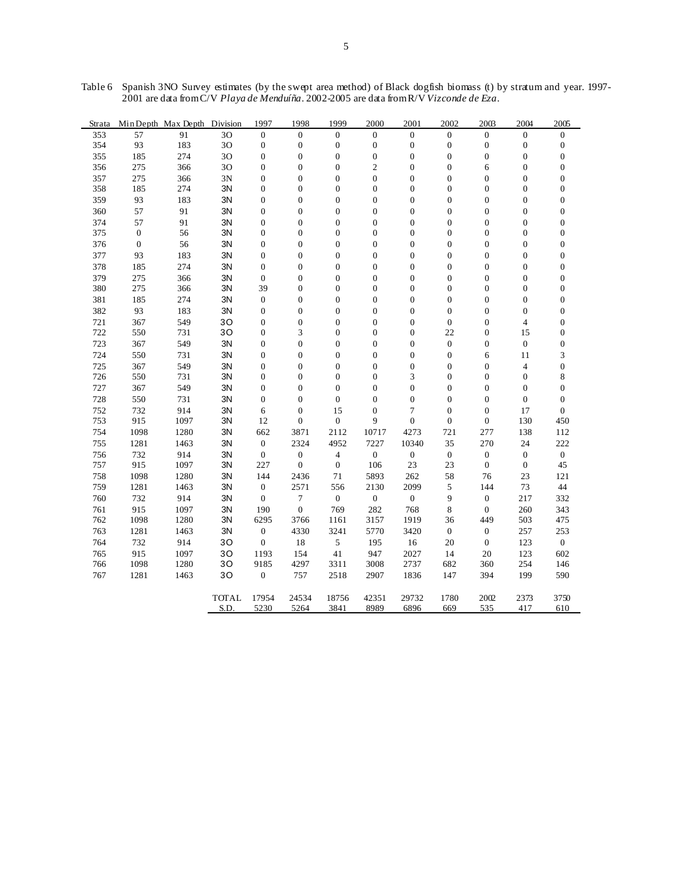Table 6 Spanish 3NO Survey estimates (by the swept area method) of Black dogfish biomass (t) by stratum and year. 1997-2001 are data from C/V *Playa de Menduíña*. 2002-2005 are data from R/V *Vizconde de Eza*.

| Strata | Min Depth | Max Depth | Division | 1997 | 1998 | 1999 | 2000 | 2001 | 2002 | 2003 | 2004 | 2005 |
|---|---|---|---|---|---|---|---|---|---|---|---|---|
| 353 | 57 | 91 | 3O | 0 | 0 | 0 | 0 | 0 | 0 | 0 | 0 | 0 |
| 354 | 93 | 183 | 3O | 0 | 0 | 0 | 0 | 0 | 0 | 0 | 0 | 0 |
| 355 | 185 | 274 | 3O | 0 | 0 | 0 | 0 | 0 | 0 | 0 | 0 | 0 |
| 356 | 275 | 366 | 3O | 0 | 0 | 0 | 2 | 0 | 0 | 6 | 0 | 0 |
| 357 | 275 | 366 | 3N | 0 | 0 | 0 | 0 | 0 | 0 | 0 | 0 | 0 |
| 358 | 185 | 274 | 3N | 0 | 0 | 0 | 0 | 0 | 0 | 0 | 0 | 0 |
| 359 | 93 | 183 | 3N | 0 | 0 | 0 | 0 | 0 | 0 | 0 | 0 | 0 |
| 360 | 57 | 91 | 3N | 0 | 0 | 0 | 0 | 0 | 0 | 0 | 0 | 0 |
| 374 | 57 | 91 | 3N | 0 | 0 | 0 | 0 | 0 | 0 | 0 | 0 | 0 |
| 375 | 0 | 56 | 3N | 0 | 0 | 0 | 0 | 0 | 0 | 0 | 0 | 0 |
| 376 | 0 | 56 | 3N | 0 | 0 | 0 | 0 | 0 | 0 | 0 | 0 | 0 |
| 377 | 93 | 183 | 3N | 0 | 0 | 0 | 0 | 0 | 0 | 0 | 0 | 0 |
| 378 | 185 | 274 | 3N | 0 | 0 | 0 | 0 | 0 | 0 | 0 | 0 | 0 |
| 379 | 275 | 366 | 3N | 0 | 0 | 0 | 0 | 0 | 0 | 0 | 0 | 0 |
| 380 | 275 | 366 | 3N | 39 | 0 | 0 | 0 | 0 | 0 | 0 | 0 | 0 |
| 381 | 185 | 274 | 3N | 0 | 0 | 0 | 0 | 0 | 0 | 0 | 0 | 0 |
| 382 | 93 | 183 | 3N | 0 | 0 | 0 | 0 | 0 | 0 | 0 | 0 | 0 |
| 721 | 367 | 549 | 3O | 0 | 0 | 0 | 0 | 0 | 0 | 0 | 4 | 0 |
| 722 | 550 | 731 | 3O | 0 | 3 | 0 | 0 | 0 | 22 | 0 | 15 | 0 |
| 723 | 367 | 549 | 3N | 0 | 0 | 0 | 0 | 0 | 0 | 0 | 0 | 0 |
| 724 | 550 | 731 | 3N | 0 | 0 | 0 | 0 | 0 | 0 | 6 | 11 | 3 |
| 725 | 367 | 549 | 3N | 0 | 0 | 0 | 0 | 0 | 0 | 0 | 4 | 0 |
| 726 | 550 | 731 | 3N | 0 | 0 | 0 | 0 | 3 | 0 | 0 | 0 | 8 |
| 727 | 367 | 549 | 3N | 0 | 0 | 0 | 0 | 0 | 0 | 0 | 0 | 0 |
| 728 | 550 | 731 | 3N | 0 | 0 | 0 | 0 | 0 | 0 | 0 | 0 | 0 |
| 752 | 732 | 914 | 3N | 6 | 0 | 15 | 0 | 7 | 0 | 0 | 17 | 0 |
| 753 | 915 | 1097 | 3N | 12 | 0 | 0 | 9 | 0 | 0 | 0 | 130 | 450 |
| 754 | 1098 | 1280 | 3N | 662 | 3871 | 2112 | 10717 | 4273 | 721 | 277 | 138 | 112 |
| 755 | 1281 | 1463 | 3N | 0 | 2324 | 4952 | 7227 | 10340 | 35 | 270 | 24 | 222 |
| 756 | 732 | 914 | 3N | 0 | 0 | 4 | 0 | 0 | 0 | 0 | 0 | 0 |
| 757 | 915 | 1097 | 3N | 227 | 0 | 0 | 106 | 23 | 23 | 0 | 0 | 45 |
| 758 | 1098 | 1280 | 3N | 144 | 2436 | 71 | 5893 | 262 | 58 | 76 | 23 | 121 |
| 759 | 1281 | 1463 | 3N | 0 | 2571 | 556 | 2130 | 2099 | 5 | 144 | 73 | 44 |
| 760 | 732 | 914 | 3N | 0 | 7 | 0 | 0 | 0 | 9 | 0 | 217 | 332 |
| 761 | 915 | 1097 | 3N | 190 | 0 | 769 | 282 | 768 | 8 | 0 | 260 | 343 |
| 762 | 1098 | 1280 | 3N | 6295 | 3766 | 1161 | 3157 | 1919 | 36 | 449 | 503 | 475 |
| 763 | 1281 | 1463 | 3N | 0 | 4330 | 3241 | 5770 | 3420 | 0 | 0 | 257 | 253 |
| 764 | 732 | 914 | 3O | 0 | 18 | 5 | 195 | 16 | 20 | 0 | 123 | 0 |
| 765 | 915 | 1097 | 3O | 1193 | 154 | 41 | 947 | 2027 | 14 | 20 | 123 | 602 |
| 766 | 1098 | 1280 | 3O | 9185 | 4297 | 3311 | 3008 | 2737 | 682 | 360 | 254 | 146 |
| 767 | 1281 | 1463 | 3O | 0 | 757 | 2518 | 2907 | 1836 | 147 | 394 | 199 | 590 |
| | | | TOTAL | 17954 | 24534 | 18756 | 42351 | 29732 | 1780 | 2002 | 2373 | 3750 |
| | | | S.D. | 5230 | 5264 | 3841 | 8989 | 6896 | 669 | 535 | 417 | 610 |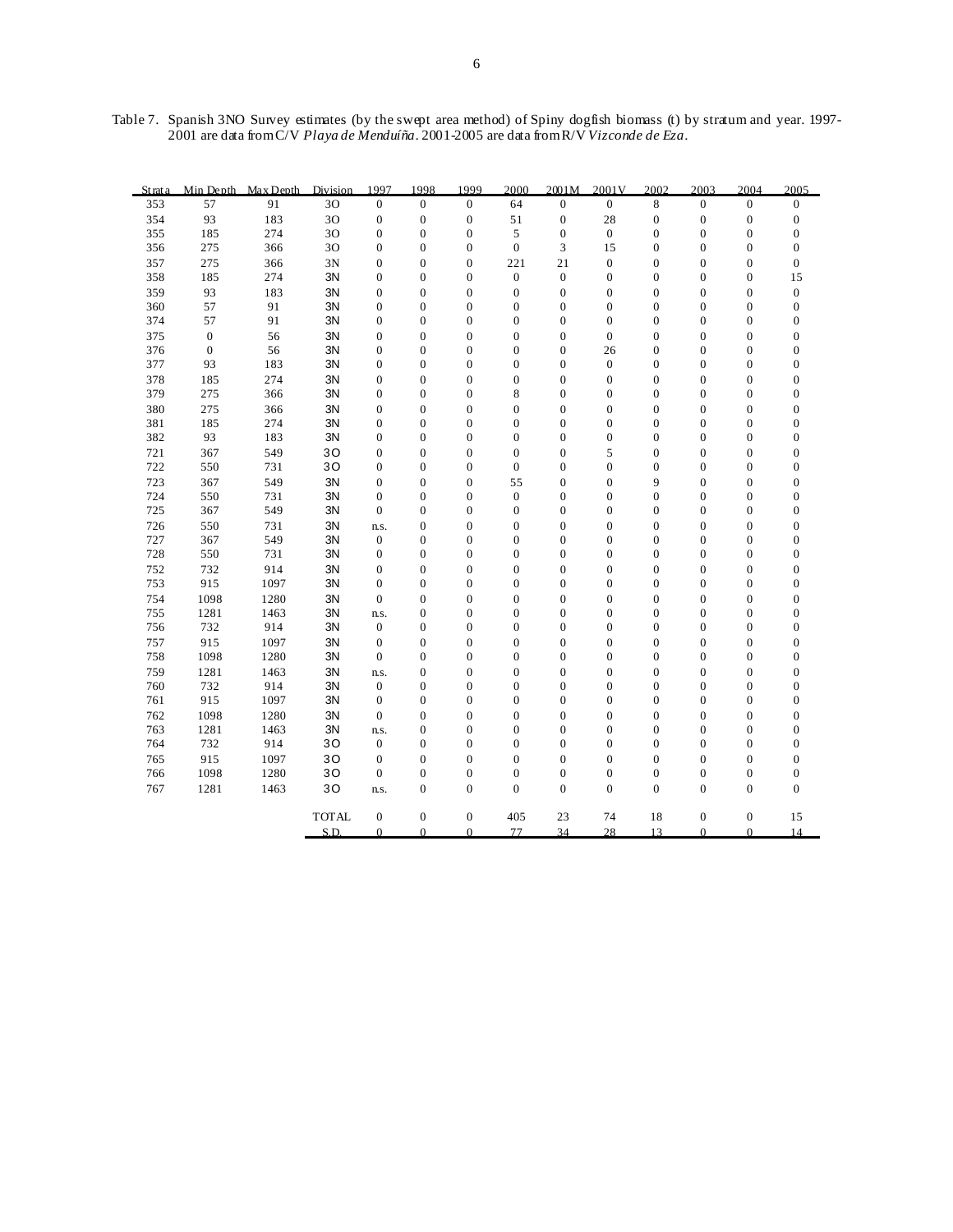Table 7. Spanish 3NO Survey estimates (by the swept area method) of Spiny dogfish biomass (t) by stratum and year. 1997-2001 are data from C/V *Playa de Menduíña*. 2001-2005 are data from R/V *Vizconde de Eza*.

| Strata | Min Depth | Max Depth | Division | 1997 | 1998 | 1999 | 2000 | 2001M | 2001V | 2002 | 2003 | 2004 | 2005 |
|---|---|---|---|---|---|---|---|---|---|---|---|---|---|
| 353 | 57 | 91 | 3O | 0 | 0 | 0 | 64 | 0 | 0 | 8 | 0 | 0 | 0 |
| 354 | 93 | 183 | 3O | 0 | 0 | 0 | 51 | 0 | 28 | 0 | 0 | 0 | 0 |
| 355 | 185 | 274 | 3O | 0 | 0 | 0 | 5 | 0 | 0 | 0 | 0 | 0 | 0 |
| 356 | 275 | 366 | 3O | 0 | 0 | 0 | 0 | 3 | 15 | 0 | 0 | 0 | 0 |
| 357 | 275 | 366 | 3N | 0 | 0 | 0 | 221 | 21 | 0 | 0 | 0 | 0 | 0 |
| 358 | 185 | 274 | 3N | 0 | 0 | 0 | 0 | 0 | 0 | 0 | 0 | 0 | 15 |
| 359 | 93 | 183 | 3N | 0 | 0 | 0 | 0 | 0 | 0 | 0 | 0 | 0 | 0 |
| 360 | 57 | 91 | 3N | 0 | 0 | 0 | 0 | 0 | 0 | 0 | 0 | 0 | 0 |
| 374 | 57 | 91 | 3N | 0 | 0 | 0 | 0 | 0 | 0 | 0 | 0 | 0 | 0 |
| 375 | 0 | 56 | 3N | 0 | 0 | 0 | 0 | 0 | 0 | 0 | 0 | 0 | 0 |
| 376 | 0 | 56 | 3N | 0 | 0 | 0 | 0 | 0 | 26 | 0 | 0 | 0 | 0 |
| 377 | 93 | 183 | 3N | 0 | 0 | 0 | 0 | 0 | 0 | 0 | 0 | 0 | 0 |
| 378 | 185 | 274 | 3N | 0 | 0 | 0 | 0 | 0 | 0 | 0 | 0 | 0 | 0 |
| 379 | 275 | 366 | 3N | 0 | 0 | 0 | 8 | 0 | 0 | 0 | 0 | 0 | 0 |
| 380 | 275 | 366 | 3N | 0 | 0 | 0 | 0 | 0 | 0 | 0 | 0 | 0 | 0 |
| 381 | 185 | 274 | 3N | 0 | 0 | 0 | 0 | 0 | 0 | 0 | 0 | 0 | 0 |
| 382 | 93 | 183 | 3N | 0 | 0 | 0 | 0 | 0 | 0 | 0 | 0 | 0 | 0 |
| 721 | 367 | 549 | 3O | 0 | 0 | 0 | 0 | 0 | 5 | 0 | 0 | 0 | 0 |
| 722 | 550 | 731 | 3O | 0 | 0 | 0 | 0 | 0 | 0 | 0 | 0 | 0 | 0 |
| 723 | 367 | 549 | 3N | 0 | 0 | 0 | 55 | 0 | 0 | 9 | 0 | 0 | 0 |
| 724 | 550 | 731 | 3N | 0 | 0 | 0 | 0 | 0 | 0 | 0 | 0 | 0 | 0 |
| 725 | 367 | 549 | 3N | 0 | 0 | 0 | 0 | 0 | 0 | 0 | 0 | 0 | 0 |
| 726 | 550 | 731 | 3N | n.s. | 0 | 0 | 0 | 0 | 0 | 0 | 0 | 0 | 0 |
| 727 | 367 | 549 | 3N | 0 | 0 | 0 | 0 | 0 | 0 | 0 | 0 | 0 | 0 |
| 728 | 550 | 731 | 3N | 0 | 0 | 0 | 0 | 0 | 0 | 0 | 0 | 0 | 0 |
| 752 | 732 | 914 | 3N | 0 | 0 | 0 | 0 | 0 | 0 | 0 | 0 | 0 | 0 |
| 753 | 915 | 1097 | 3N | 0 | 0 | 0 | 0 | 0 | 0 | 0 | 0 | 0 | 0 |
| 754 | 1098 | 1280 | 3N | 0 | 0 | 0 | 0 | 0 | 0 | 0 | 0 | 0 | 0 |
| 755 | 1281 | 1463 | 3N | n.s. | 0 | 0 | 0 | 0 | 0 | 0 | 0 | 0 | 0 |
| 756 | 732 | 914 | 3N | 0 | 0 | 0 | 0 | 0 | 0 | 0 | 0 | 0 | 0 |
| 757 | 915 | 1097 | 3N | 0 | 0 | 0 | 0 | 0 | 0 | 0 | 0 | 0 | 0 |
| 758 | 1098 | 1280 | 3N | 0 | 0 | 0 | 0 | 0 | 0 | 0 | 0 | 0 | 0 |
| 759 | 1281 | 1463 | 3N | n.s. | 0 | 0 | 0 | 0 | 0 | 0 | 0 | 0 | 0 |
| 760 | 732 | 914 | 3N | 0 | 0 | 0 | 0 | 0 | 0 | 0 | 0 | 0 | 0 |
| 761 | 915 | 1097 | 3N | 0 | 0 | 0 | 0 | 0 | 0 | 0 | 0 | 0 | 0 |
| 762 | 1098 | 1280 | 3N | 0 | 0 | 0 | 0 | 0 | 0 | 0 | 0 | 0 | 0 |
| 763 | 1281 | 1463 | 3N | n.s. | 0 | 0 | 0 | 0 | 0 | 0 | 0 | 0 | 0 |
| 764 | 732 | 914 | 3O | 0 | 0 | 0 | 0 | 0 | 0 | 0 | 0 | 0 | 0 |
| 765 | 915 | 1097 | 3O | 0 | 0 | 0 | 0 | 0 | 0 | 0 | 0 | 0 | 0 |
| 766 | 1098 | 1280 | 3O | 0 | 0 | 0 | 0 | 0 | 0 | 0 | 0 | 0 | 0 |
| 767 | 1281 | 1463 | 3O | n.s. | 0 | 0 | 0 | 0 | 0 | 0 | 0 | 0 | 0 |
| | | | TOTAL | 0 | 0 | 0 | 405 | 23 | 74 | 18 | 0 | 0 | 15 |
| | | | S.D. | 0 | 0 | 0 | 77 | 34 | 28 | 13 | 0 | 0 | 14 |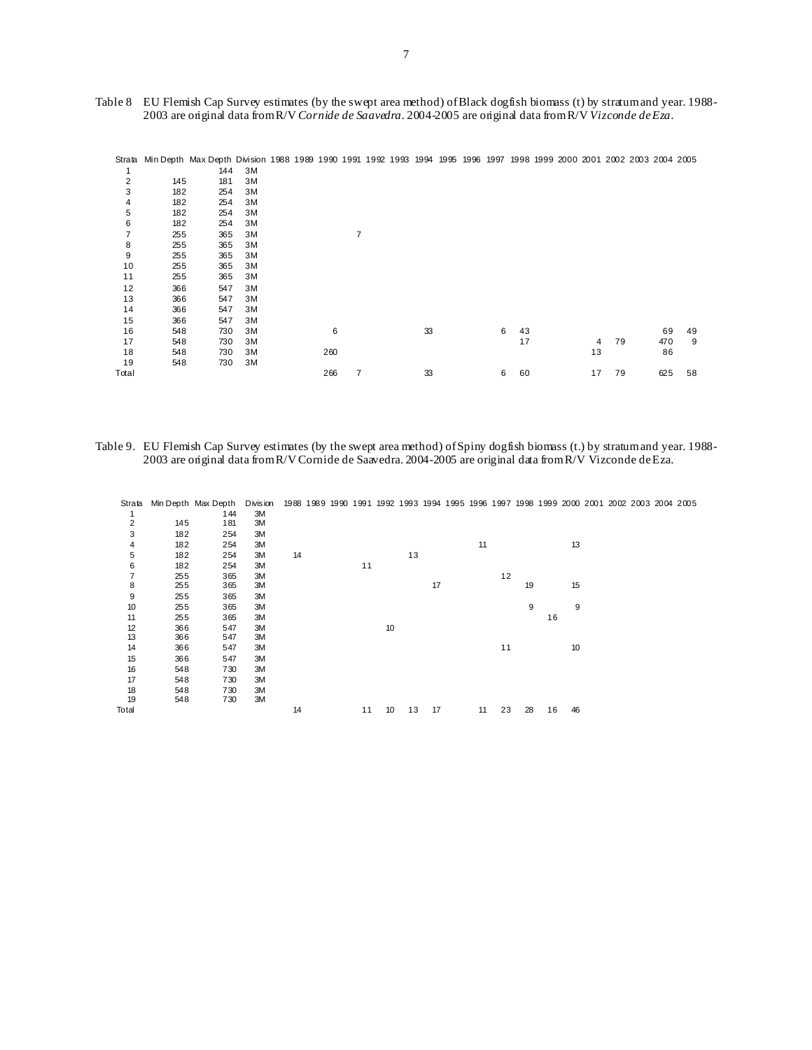Table 8 EU Flemish Cap Survey estimates (by the swept area method) of Black dogfish biomass (t) by stratum and year. 1988-2003 are original data from R/V *Cornide de Saavedra*. 2004-2005 are original data from R/V *Vizconde de Eza*.

| Strata | Min Depth | Max Depth | Division | 1988 | 1989 | 1990 | 1991 | 1992 | 1993 | 1994 | 1995 | 1996 | 1997 | 1998 | 1999 | 2000 | 2001 | 2002 | 2003 | 2004 | 2005 |
|---|---|---|---|---|---|---|---|---|---|---|---|---|---|---|---|---|---|---|---|---|---|
| 1 | | 144 | 3M | | | | | | | | | | | | | | | | | | |
| 2 | 145 | 181 | 3M | | | | | | | | | | | | | | | | | | |
| 3 | 182 | 254 | 3M | | | | | | | | | | | | | | | | | | |
| 4 | 182 | 254 | 3M | | | | | | | | | | | | | | | | | | |
| 5 | 182 | 254 | 3M | | | | | | | | | | | | | | | | | | |
| 6 | 182 | 254 | 3M | | | | | | | | | | | | | | | | | | |
| 7 | 255 | 365 | 3M | | | | 7 | | | | | | | | | | | | | | |
| 8 | 255 | 365 | 3M | | | | | | | | | | | | | | | | | | |
| 9 | 255 | 365 | 3M | | | | | | | | | | | | | | | | | | |
| 10 | 255 | 365 | 3M | | | | | | | | | | | | | | | | | | |
| 11 | 255 | 365 | 3M | | | | | | | | | | | | | | | | | | |
| 12 | 366 | 547 | 3M | | | | | | | | | | | | | | | | | | |
| 13 | 366 | 547 | 3M | | | | | | | | | | | | | | | | | | |
| 14 | 366 | 547 | 3M | | | | | | | | | | | | | | | | | | |
| 15 | 366 | 547 | 3M | | | | | | | | | | | | | | | | | | |
| 16 | 548 | 730 | 3M | | | 6 | | | | 33 | | | 6 | 43 | | | | | | 69 | 49 |
| 17 | 548 | 730 | 3M | | | | | | | | | | | 17 | | | 4 | 79 | | 470 | 9 |
| 18 | 548 | 730 | 3M | | | 260 | | | | | | | | | | | 13 | | | 86 | |
| 19 | 548 | 730 | 3M | | | | | | | | | | | | | | | | | | |
| Total | | | | | | 266 | 7 | | | 33 | | | 6 | 60 | | | 17 | 79 | | 625 | 58 |

Table 9. EU Flemish Cap Survey estimates (by the swept area method) of Spiny dogfish biomass (t.) by stratum and year. 1988-2003 are original data from R/V Cornide de Saavedra. 2004-2005 are original data from R/V Vizconde de Eza.

| Strata | Min Depth | Max Depth | Division | 1988 | 1989 | 1990 | 1991 | 1992 | 1993 | 1994 | 1995 | 1996 | 1997 | 1998 | 1999 | 2000 | 2001 | 2002 | 2003 | 2004 | 2005 |
|---|---|---|---|---|---|---|---|---|---|---|---|---|---|---|---|---|---|---|---|---|---|
| 1 | | 144 | 3M | | | | | | | | | | | | | | | | | | |
| 2 | 145 | 181 | 3M | | | | | | | | | | | | | | | | | | |
| 3 | 182 | 254 | 3M | | | | | | | | | | | | | | | | | | |
| 4 | 182 | 254 | 3M | | | | | | | | | 11 | | | | 13 | | | | | |
| 5 | 182 | 254 | 3M | 14 | | | | | 13 | | | | | | | | | | | | |
| 6 | 182 | 254 | 3M | | | | 11 | | | | | | | | | | | | | | |
| 7 | 255 | 365 | 3M | | | | | | | | | | 12 | | | | | | | | |
| 8 | 255 | 365 | 3M | | | | | | | 17 | | | | 19 | | 15 | | | | | |
| 9 | 255 | 365 | 3M | | | | | | | | | | | | | | | | | | |
| 10 | 255 | 365 | 3M | | | | | | | | | | | 9 | | 9 | | | | | |
| 11 | 255 | 365 | 3M | | | | | | | | | | | | 16 | | | | | | |
| 12 | 366 | 547 | 3M | | | | | 10 | | | | | | | | | | | | | |
| 13 | 366 | 547 | 3M | | | | | | | | | | | | | | | | | | |
| 14 | 366 | 547 | 3M | | | | | | | | | | 11 | | | 10 | | | | | |
| 15 | 366 | 547 | 3M | | | | | | | | | | | | | | | | | | |
| 16 | 548 | 730 | 3M | | | | | | | | | | | | | | | | | | |
| 17 | 548 | 730 | 3M | | | | | | | | | | | | | | | | | | |
| 18 | 548 | 730 | 3M | | | | | | | | | | | | | | | | | | |
| 19 | 548 | 730 | 3M | | | | | | | | | | | | | | | | | | |
| Total | | | | 14 | | | 11 | 10 | 13 | 17 | | 11 | 23 | 28 | 16 | 46 | | | | | |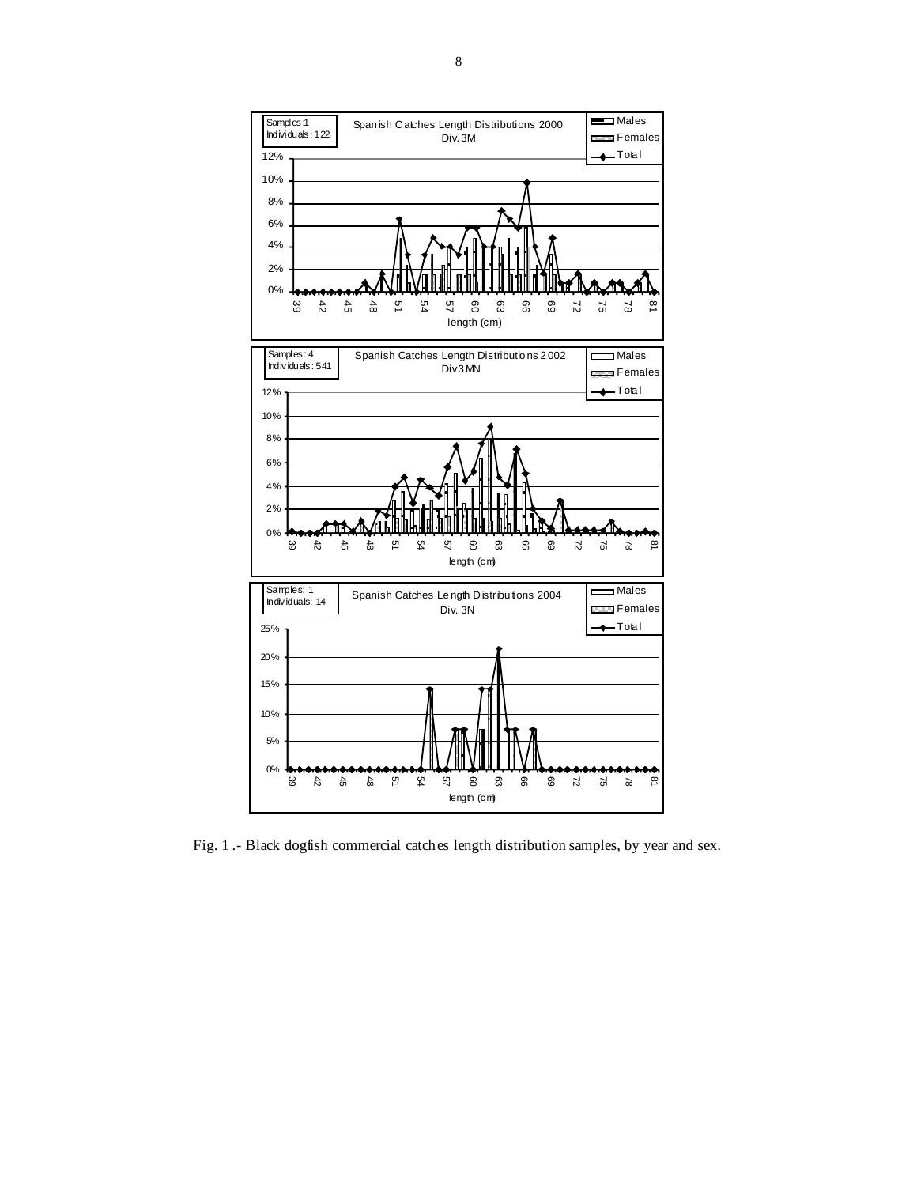Fig. 1 .- Black dogfish commercial catches length distribution samples, by year and sex.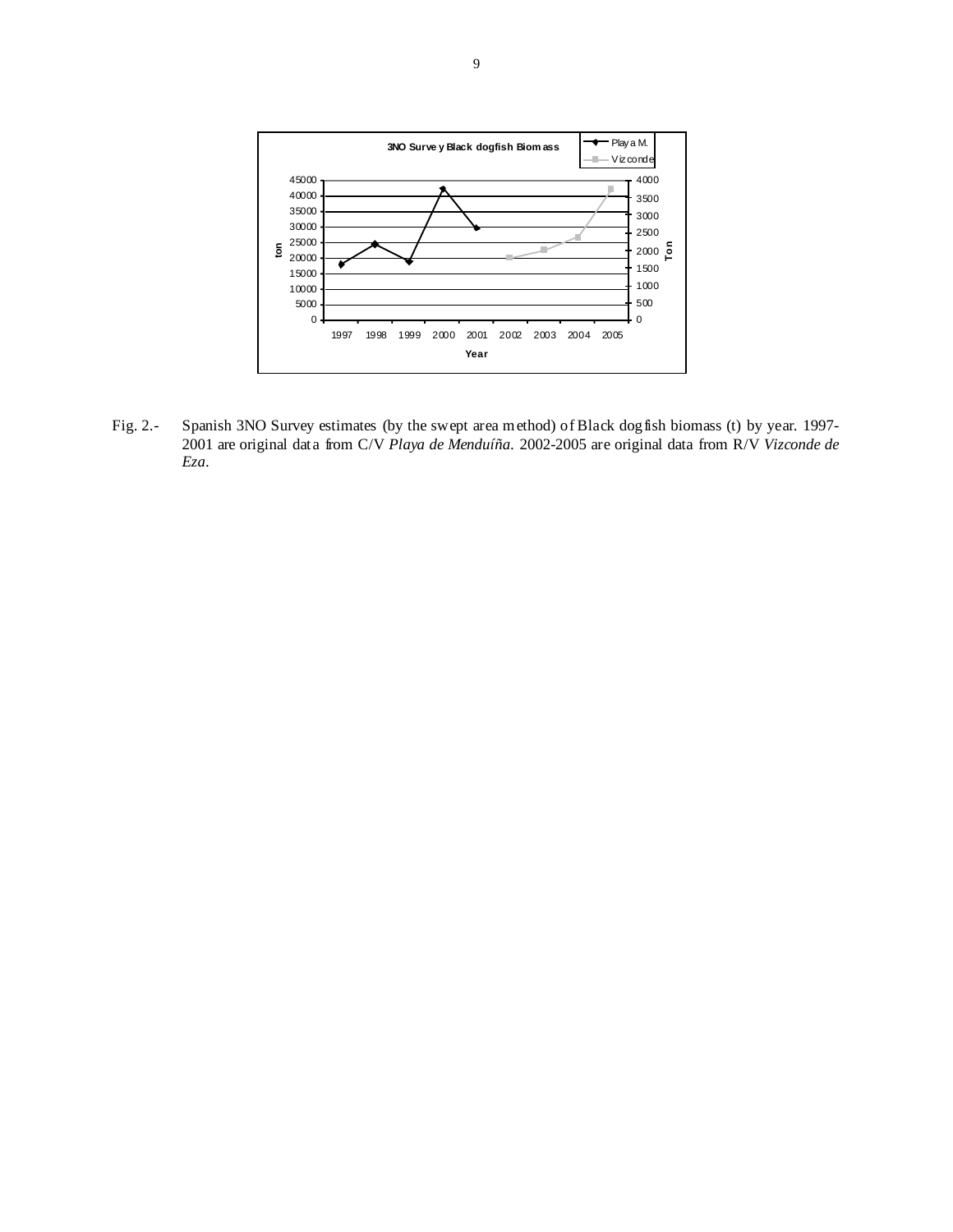Fig. 2.- Spanish 3NO Survey estimates (by the swept area method) of Black dogfish biomass (t) by year. 1997-2001 are original data from C/V *Playa de Menduíña*. 2002-2005 are original data from R/V *Vizconde de Eza*.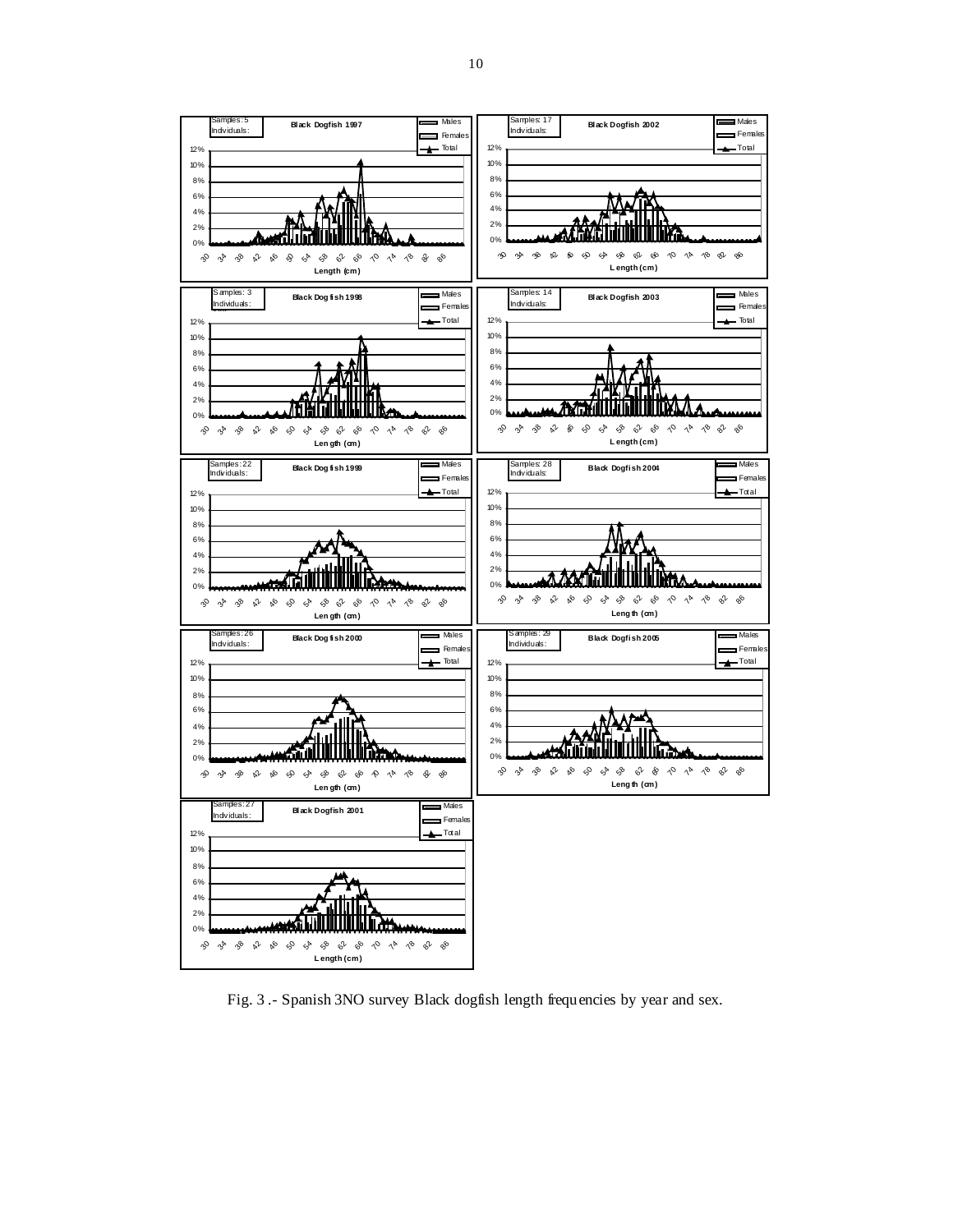Samples: 5
Individuals:
Black Dogfish 1997
Males
Females
Total
12%
10%
8%
6%
4%
2%
0%
30 34 38 42 46 50 54 58 62 66 70 74 78 82 86
Length (cm)

Samples: 17
Individuals:
Black Dogfish 2002
Males
Females
Total
12%
10%
8%
6%
4%
2%
0%
30 34 38 42 46 50 54 58 62 66 70 74 78 82 86
Length (cm)

Samples: 3
Individuals:
Black Dogfish 1998
Males
Females
Total
12%
10%
8%
6%
4%
2%
0%
30 34 38 42 46 50 54 58 62 66 70 74 78 82 86
Length (cm)

Samples: 14
Individuals:
Black Dogfish 2003
Males
Females
Total
12%
10%
8%
6%
4%
2%
0%
30 34 38 42 46 50 54 58 62 66 70 74 78 82 86
Length (cm)

Samples: 22
Individuals:
Black Dogfish 1999
Males
Females
Total
12%
10%
8%
6%
4%
2%
0%
30 34 38 42 46 50 54 58 62 66 70 74 78 82 86
Length (cm)

Samples: 28
Individuals:
Black Dogfish 2004
Males
Females
Total
12%
10%
8%
6%
4%
2%
0%
30 34 38 42 46 50 54 58 62 66 70 74 78 82 86
Length (cm)

Samples: 26
Individuals:
Black Dogfish 2000
Males
Females
Total
12%
10%
8%
6%
4%
2%
0%
30 34 38 42 46 50 54 58 62 66 70 74 78 82 86
Length (cm)

Samples: 29
Individuals:
Black Dogfish 2005
Males
Females
Total
12%
10%
8%
6%
4%
2%
0%
30 34 38 42 46 50 54 58 62 66 70 74 78 82 86
Length (cm)

Samples: 27
Individuals:
Black Dogfish 2001
Males
Females
Total
12%
10%
8%
6%
4%
2%
0%
30 34 38 42 46 50 54 58 62 66 70 74 78 82 86
Length (cm)

Fig. 3 .- Spanish 3NO survey Black dogfish length frequencies by year and sex.